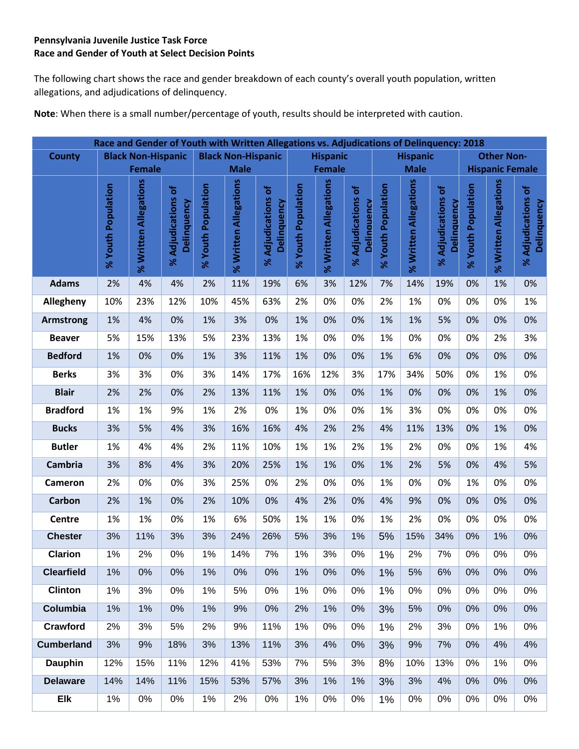**Pennsylvania Juvenile Justice Task Force**
**Race and Gender of Youth at Select Decision Points**

The following chart shows the race and gender breakdown of each county's overall youth population, written allegations, and adjudications of delinquency.

**Note**: When there is a small number/percentage of youth, results should be interpreted with caution.

| Race and Gender of Youth with Written Allegations vs. Adjudications of Delinquency: 2018 | | | | | | | | | | | | | | | |
|---|---|---|---|---|---|---|---|---|---|---|---|---|---|---|---|
| County | Black Non-Hispanic Female | | | Black Non-Hispanic Male | | | Hispanic Female | | | Hispanic Male | | | Other Non-Hispanic Female | | |
| | % Youth Population | % Written Allegations | % Adjudications of Delinquency | % Youth Population | % Written Allegations | % Adjudications of Delinquency | % Youth Population | % Written Allegations | % Adjudications of Delinquency | % Youth Population | % Written Allegations | % Adjudications of Delinquency | % Youth Population | % Written Allegations | % Adjudications of Delinquency |
| Adams | 2% | 4% | 4% | 2% | 11% | 19% | 6% | 3% | 12% | 7% | 14% | 19% | 0% | 1% | 0% |
| Allegheny | 10% | 23% | 12% | 10% | 45% | 63% | 2% | 0% | 0% | 2% | 1% | 0% | 0% | 0% | 1% |
| Armstrong | 1% | 4% | 0% | 1% | 3% | 0% | 1% | 0% | 0% | 1% | 1% | 5% | 0% | 0% | 0% |
| Beaver | 5% | 15% | 13% | 5% | 23% | 13% | 1% | 0% | 0% | 1% | 0% | 0% | 0% | 2% | 3% |
| Bedford | 1% | 0% | 0% | 1% | 3% | 11% | 1% | 0% | 0% | 1% | 6% | 0% | 0% | 0% | 0% |
| Berks | 3% | 3% | 0% | 3% | 14% | 17% | 16% | 12% | 3% | 17% | 34% | 50% | 0% | 1% | 0% |
| Blair | 2% | 2% | 0% | 2% | 13% | 11% | 1% | 0% | 0% | 1% | 0% | 0% | 0% | 1% | 0% |
| Bradford | 1% | 1% | 9% | 1% | 2% | 0% | 1% | 0% | 0% | 1% | 3% | 0% | 0% | 0% | 0% |
| Bucks | 3% | 5% | 4% | 3% | 16% | 16% | 4% | 2% | 2% | 4% | 11% | 13% | 0% | 1% | 0% |
| Butler | 1% | 4% | 4% | 2% | 11% | 10% | 1% | 1% | 2% | 1% | 2% | 0% | 0% | 1% | 4% |
| Cambria | 3% | 8% | 4% | 3% | 20% | 25% | 1% | 1% | 0% | 1% | 2% | 5% | 0% | 4% | 5% |
| Cameron | 2% | 0% | 0% | 3% | 25% | 0% | 2% | 0% | 0% | 1% | 0% | 0% | 1% | 0% | 0% |
| Carbon | 2% | 1% | 0% | 2% | 10% | 0% | 4% | 2% | 0% | 4% | 9% | 0% | 0% | 0% | 0% |
| Centre | 1% | 1% | 0% | 1% | 6% | 50% | 1% | 1% | 0% | 1% | 2% | 0% | 0% | 0% | 0% |
| Chester | 3% | 11% | 3% | 3% | 24% | 26% | 5% | 3% | 1% | 5% | 15% | 34% | 0% | 1% | 0% |
| Clarion | 1% | 2% | 0% | 1% | 14% | 7% | 1% | 3% | 0% | 1% | 2% | 7% | 0% | 0% | 0% |
| Clearfield | 1% | 0% | 0% | 1% | 0% | 0% | 1% | 0% | 0% | 1% | 5% | 6% | 0% | 0% | 0% |
| Clinton | 1% | 3% | 0% | 1% | 5% | 0% | 1% | 0% | 0% | 1% | 0% | 0% | 0% | 0% | 0% |
| Columbia | 1% | 1% | 0% | 1% | 9% | 0% | 2% | 1% | 0% | 3% | 5% | 0% | 0% | 0% | 0% |
| Crawford | 2% | 3% | 5% | 2% | 9% | 11% | 1% | 0% | 0% | 1% | 2% | 3% | 0% | 1% | 0% |
| Cumberland | 3% | 9% | 18% | 3% | 13% | 11% | 3% | 4% | 0% | 3% | 9% | 7% | 0% | 4% | 4% |
| Dauphin | 12% | 15% | 11% | 12% | 41% | 53% | 7% | 5% | 3% | 8% | 10% | 13% | 0% | 1% | 0% |
| Delaware | 14% | 14% | 11% | 15% | 53% | 57% | 3% | 1% | 1% | 3% | 3% | 4% | 0% | 0% | 0% |
| Elk | 1% | 0% | 0% | 1% | 2% | 0% | 1% | 0% | 0% | 1% | 0% | 0% | 0% | 0% | 0% |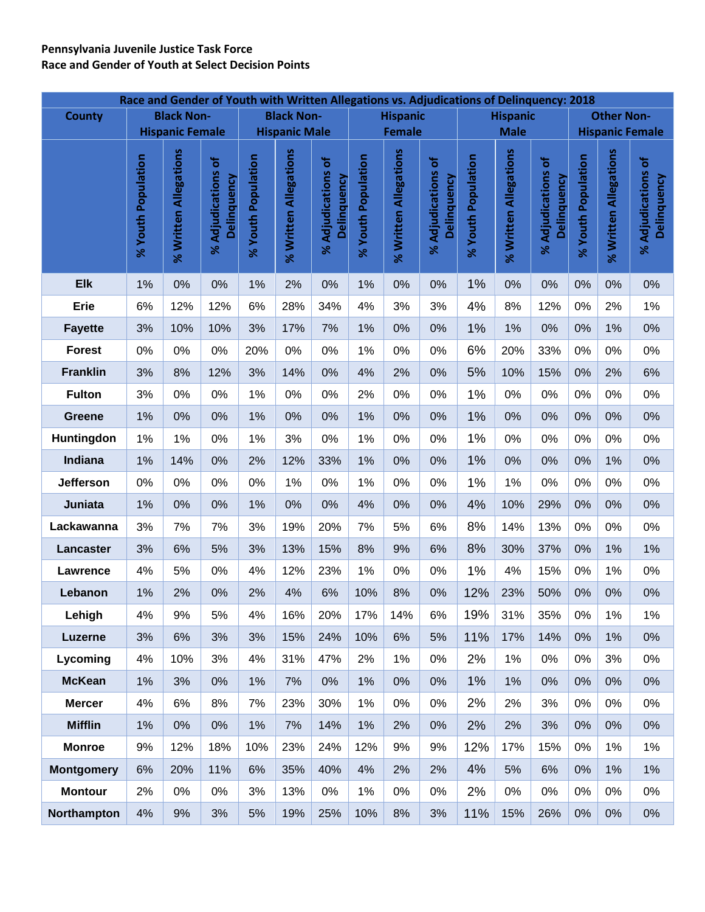**Pennsylvania Juvenile Justice Task Force**
**Race and Gender of Youth at Select Decision Points**

| Race and Gender of Youth with Written Allegations vs. Adjudications of Delinquency: 2018 | | | | | | | | | | | | | | | |
|---|---|---|---|---|---|---|---|---|---|---|---|---|---|---|---|
| County | Black Non-Hispanic Female | | | Black Non-Hispanic Male | | | Hispanic Female | | | Hispanic Male | | | Other Non-Hispanic Female | | |
| | % Youth Population | % Written Allegations | % Adjudications of Delinquency | % Youth Population | % Written Allegations | % Adjudications of Delinquency | % Youth Population | % Written Allegations | % Adjudications of Delinquency | % Youth Population | % Written Allegations | % Adjudications of Delinquency | % Youth Population | % Written Allegations | % Adjudications of Delinquency |
| Elk | 1% | 0% | 0% | 1% | 2% | 0% | 1% | 0% | 0% | 1% | 0% | 0% | 0% | 0% | 0% |
| Erie | 6% | 12% | 12% | 6% | 28% | 34% | 4% | 3% | 3% | 4% | 8% | 12% | 0% | 2% | 1% |
| Fayette | 3% | 10% | 10% | 3% | 17% | 7% | 1% | 0% | 0% | 1% | 1% | 0% | 0% | 1% | 0% |
| Forest | 0% | 0% | 0% | 20% | 0% | 0% | 1% | 0% | 0% | 6% | 20% | 33% | 0% | 0% | 0% |
| Franklin | 3% | 8% | 12% | 3% | 14% | 0% | 4% | 2% | 0% | 5% | 10% | 15% | 0% | 2% | 6% |
| Fulton | 3% | 0% | 0% | 1% | 0% | 0% | 2% | 0% | 0% | 1% | 0% | 0% | 0% | 0% | 0% |
| Greene | 1% | 0% | 0% | 1% | 0% | 0% | 1% | 0% | 0% | 1% | 0% | 0% | 0% | 0% | 0% |
| Huntingdon | 1% | 1% | 0% | 1% | 3% | 0% | 1% | 0% | 0% | 1% | 0% | 0% | 0% | 0% | 0% |
| Indiana | 1% | 14% | 0% | 2% | 12% | 33% | 1% | 0% | 0% | 1% | 0% | 0% | 0% | 1% | 0% |
| Jefferson | 0% | 0% | 0% | 0% | 1% | 0% | 1% | 0% | 0% | 1% | 1% | 0% | 0% | 0% | 0% |
| Juniata | 1% | 0% | 0% | 1% | 0% | 0% | 4% | 0% | 0% | 4% | 10% | 29% | 0% | 0% | 0% |
| Lackawanna | 3% | 7% | 7% | 3% | 19% | 20% | 7% | 5% | 6% | 8% | 14% | 13% | 0% | 0% | 0% |
| Lancaster | 3% | 6% | 5% | 3% | 13% | 15% | 8% | 9% | 6% | 8% | 30% | 37% | 0% | 1% | 1% |
| Lawrence | 4% | 5% | 0% | 4% | 12% | 23% | 1% | 0% | 0% | 1% | 4% | 15% | 0% | 1% | 0% |
| Lebanon | 1% | 2% | 0% | 2% | 4% | 6% | 10% | 8% | 0% | 12% | 23% | 50% | 0% | 0% | 0% |
| Lehigh | 4% | 9% | 5% | 4% | 16% | 20% | 17% | 14% | 6% | 19% | 31% | 35% | 0% | 1% | 1% |
| Luzerne | 3% | 6% | 3% | 3% | 15% | 24% | 10% | 6% | 5% | 11% | 17% | 14% | 0% | 1% | 0% |
| Lycoming | 4% | 10% | 3% | 4% | 31% | 47% | 2% | 1% | 0% | 2% | 1% | 0% | 0% | 3% | 0% |
| McKean | 1% | 3% | 0% | 1% | 7% | 0% | 1% | 0% | 0% | 1% | 1% | 0% | 0% | 0% | 0% |
| Mercer | 4% | 6% | 8% | 7% | 23% | 30% | 1% | 0% | 0% | 2% | 2% | 3% | 0% | 0% | 0% |
| Mifflin | 1% | 0% | 0% | 1% | 7% | 14% | 1% | 2% | 0% | 2% | 2% | 3% | 0% | 0% | 0% |
| Monroe | 9% | 12% | 18% | 10% | 23% | 24% | 12% | 9% | 9% | 12% | 17% | 15% | 0% | 1% | 1% |
| Montgomery | 6% | 20% | 11% | 6% | 35% | 40% | 4% | 2% | 2% | 4% | 5% | 6% | 0% | 1% | 1% |
| Montour | 2% | 0% | 0% | 3% | 13% | 0% | 1% | 0% | 0% | 2% | 0% | 0% | 0% | 0% | 0% |
| Northampton | 4% | 9% | 3% | 5% | 19% | 25% | 10% | 8% | 3% | 11% | 15% | 26% | 0% | 0% | 0% |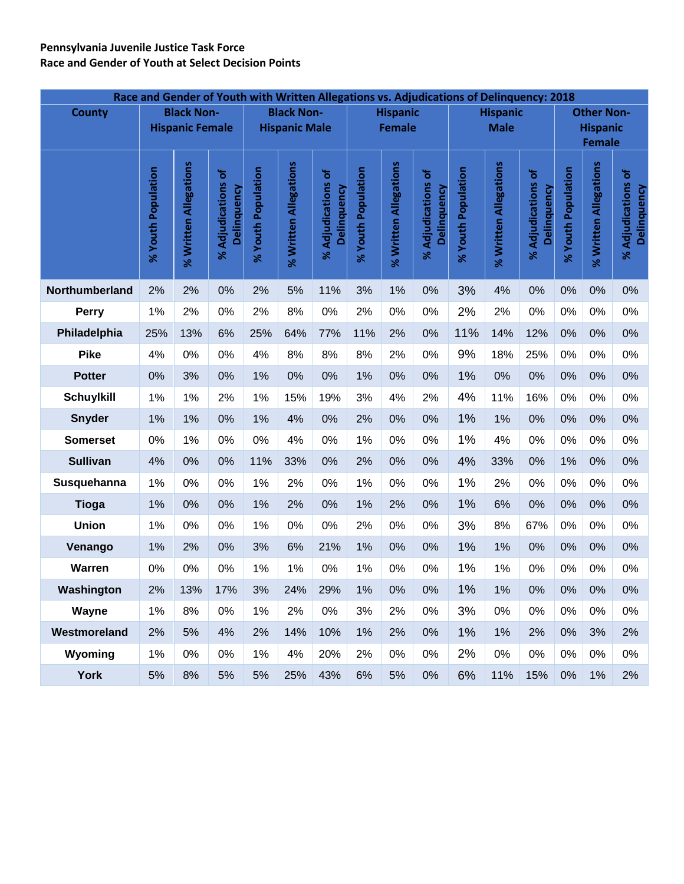**Pennsylvania Juvenile Justice Task Force**
**Race and Gender of Youth at Select Decision Points**

| Race and Gender of Youth with Written Allegations vs. Adjudications of Delinquency: 2018 | | | | | | | | | | | | | | | |
|---|---|---|---|---|---|---|---|---|---|---|---|---|---|---|---|
| County | Black Non-Hispanic Female | | | Black Non-Hispanic Male | | | Hispanic Female | | | Hispanic Male | | | Other Non-Hispanic Female | | |
| | % Youth Population | % Written Allegations | % Adjudications of Delinquency | % Youth Population | % Written Allegations | % Adjudications of Delinquency | % Youth Population | % Written Allegations | % Adjudications of Delinquency | % Youth Population | % Written Allegations | % Adjudications of Delinquency | % Youth Population | % Written Allegations | % Adjudications of Delinquency |
| Northumberland | 2% | 2% | 0% | 2% | 5% | 11% | 3% | 1% | 0% | 3% | 4% | 0% | 0% | 0% | 0% |
| Perry | 1% | 2% | 0% | 2% | 8% | 0% | 2% | 0% | 0% | 2% | 2% | 0% | 0% | 0% | 0% |
| Philadelphia | 25% | 13% | 6% | 25% | 64% | 77% | 11% | 2% | 0% | 11% | 14% | 12% | 0% | 0% | 0% |
| Pike | 4% | 0% | 0% | 4% | 8% | 8% | 8% | 2% | 0% | 9% | 18% | 25% | 0% | 0% | 0% |
| Potter | 0% | 3% | 0% | 1% | 0% | 0% | 1% | 0% | 0% | 1% | 0% | 0% | 0% | 0% | 0% |
| Schuylkill | 1% | 1% | 2% | 1% | 15% | 19% | 3% | 4% | 2% | 4% | 11% | 16% | 0% | 0% | 0% |
| Snyder | 1% | 1% | 0% | 1% | 4% | 0% | 2% | 0% | 0% | 1% | 1% | 0% | 0% | 0% | 0% |
| Somerset | 0% | 1% | 0% | 0% | 4% | 0% | 1% | 0% | 0% | 1% | 4% | 0% | 0% | 0% | 0% |
| Sullivan | 4% | 0% | 0% | 11% | 33% | 0% | 2% | 0% | 0% | 4% | 33% | 0% | 1% | 0% | 0% |
| Susquehanna | 1% | 0% | 0% | 1% | 2% | 0% | 1% | 0% | 0% | 1% | 2% | 0% | 0% | 0% | 0% |
| Tioga | 1% | 0% | 0% | 1% | 2% | 0% | 1% | 2% | 0% | 1% | 6% | 0% | 0% | 0% | 0% |
| Union | 1% | 0% | 0% | 1% | 0% | 0% | 2% | 0% | 0% | 3% | 8% | 67% | 0% | 0% | 0% |
| Venango | 1% | 2% | 0% | 3% | 6% | 21% | 1% | 0% | 0% | 1% | 1% | 0% | 0% | 0% | 0% |
| Warren | 0% | 0% | 0% | 1% | 1% | 0% | 1% | 0% | 0% | 1% | 1% | 0% | 0% | 0% | 0% |
| Washington | 2% | 13% | 17% | 3% | 24% | 29% | 1% | 0% | 0% | 1% | 1% | 0% | 0% | 0% | 0% |
| Wayne | 1% | 8% | 0% | 1% | 2% | 0% | 3% | 2% | 0% | 3% | 0% | 0% | 0% | 0% | 0% |
| Westmoreland | 2% | 5% | 4% | 2% | 14% | 10% | 1% | 2% | 0% | 1% | 1% | 2% | 0% | 3% | 2% |
| Wyoming | 1% | 0% | 0% | 1% | 4% | 20% | 2% | 0% | 0% | 2% | 0% | 0% | 0% | 0% | 0% |
| York | 5% | 8% | 5% | 5% | 25% | 43% | 6% | 5% | 0% | 6% | 11% | 15% | 0% | 1% | 2% |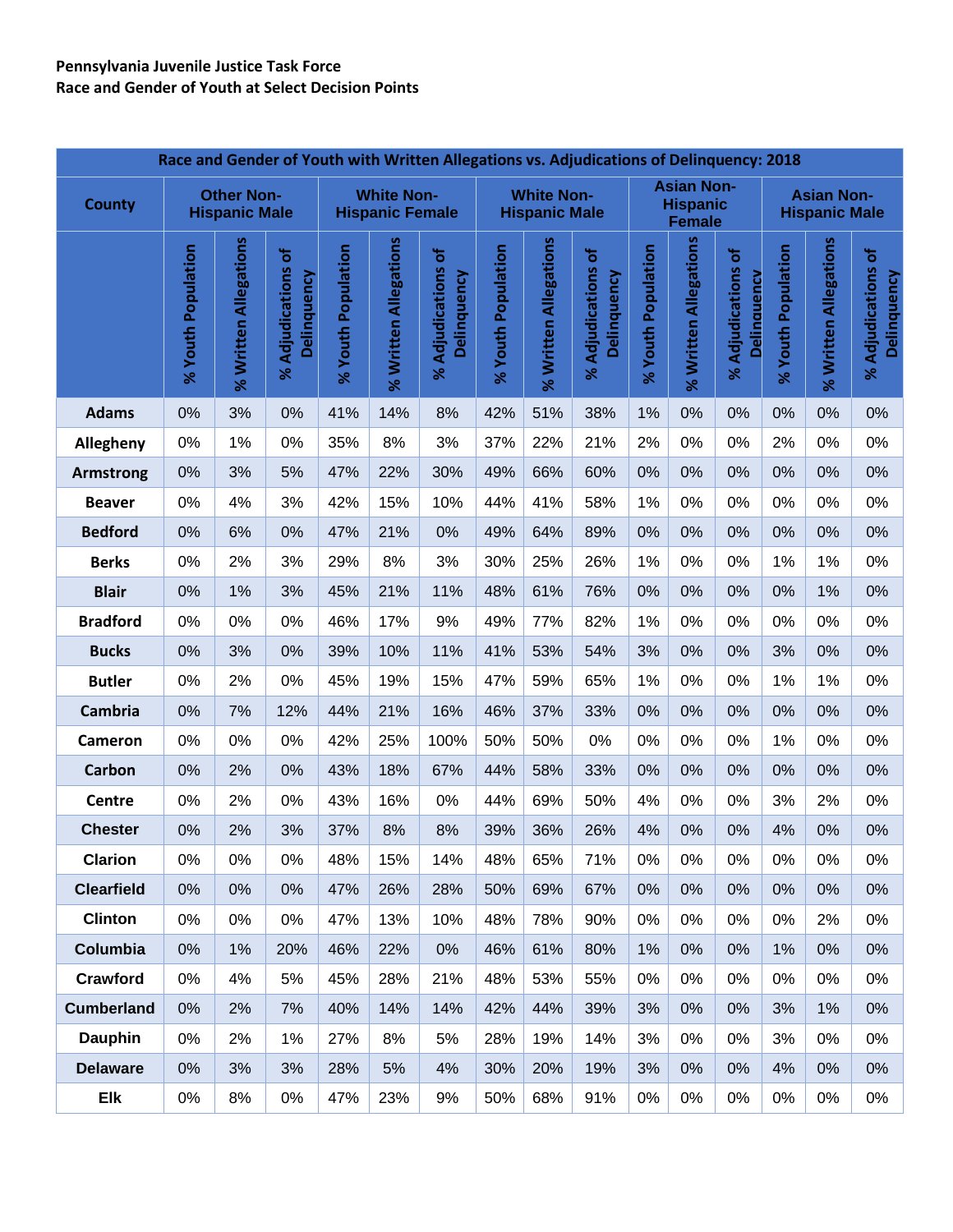**Pennsylvania Juvenile Justice Task Force**
**Race and Gender of Youth at Select Decision Points**

| Race and Gender of Youth with Written Allegations vs. Adjudications of Delinquency: 2018 | | | | | | | | | | | | | | | |
|---|---|---|---|---|---|---|---|---|---|---|---|---|---|---|---|
| County | Other Non-Hispanic Male | | | White Non-Hispanic Female | | | White Non-Hispanic Male | | | Asian Non-Hispanic Female | | | Asian Non-Hispanic Male | | |
| | % Youth Population | % Written Allegations | % Adjudications of Delinquency | % Youth Population | % Written Allegations | % Adjudications of Delinquency | % Youth Population | % Written Allegations | % Adjudications of Delinquency | % Youth Population | % Written Allegations | % Adjudications of Delinquency | % Youth Population | % Written Allegations | % Adjudications of Delinquency |
| Adams | 0% | 3% | 0% | 41% | 14% | 8% | 42% | 51% | 38% | 1% | 0% | 0% | 0% | 0% | 0% |
| Allegheny | 0% | 1% | 0% | 35% | 8% | 3% | 37% | 22% | 21% | 2% | 0% | 0% | 2% | 0% | 0% |
| Armstrong | 0% | 3% | 5% | 47% | 22% | 30% | 49% | 66% | 60% | 0% | 0% | 0% | 0% | 0% | 0% |
| Beaver | 0% | 4% | 3% | 42% | 15% | 10% | 44% | 41% | 58% | 1% | 0% | 0% | 0% | 0% | 0% |
| Bedford | 0% | 6% | 0% | 47% | 21% | 0% | 49% | 64% | 89% | 0% | 0% | 0% | 0% | 0% | 0% |
| Berks | 0% | 2% | 3% | 29% | 8% | 3% | 30% | 25% | 26% | 1% | 0% | 0% | 1% | 1% | 0% |
| Blair | 0% | 1% | 3% | 45% | 21% | 11% | 48% | 61% | 76% | 0% | 0% | 0% | 0% | 1% | 0% |
| Bradford | 0% | 0% | 0% | 46% | 17% | 9% | 49% | 77% | 82% | 1% | 0% | 0% | 0% | 0% | 0% |
| Bucks | 0% | 3% | 0% | 39% | 10% | 11% | 41% | 53% | 54% | 3% | 0% | 0% | 3% | 0% | 0% |
| Butler | 0% | 2% | 0% | 45% | 19% | 15% | 47% | 59% | 65% | 1% | 0% | 0% | 1% | 1% | 0% |
| Cambria | 0% | 7% | 12% | 44% | 21% | 16% | 46% | 37% | 33% | 0% | 0% | 0% | 0% | 0% | 0% |
| Cameron | 0% | 0% | 0% | 42% | 25% | 100% | 50% | 50% | 0% | 0% | 0% | 0% | 1% | 0% | 0% |
| Carbon | 0% | 2% | 0% | 43% | 18% | 67% | 44% | 58% | 33% | 0% | 0% | 0% | 0% | 0% | 0% |
| Centre | 0% | 2% | 0% | 43% | 16% | 0% | 44% | 69% | 50% | 4% | 0% | 0% | 3% | 2% | 0% |
| Chester | 0% | 2% | 3% | 37% | 8% | 8% | 39% | 36% | 26% | 4% | 0% | 0% | 4% | 0% | 0% |
| Clarion | 0% | 0% | 0% | 48% | 15% | 14% | 48% | 65% | 71% | 0% | 0% | 0% | 0% | 0% | 0% |
| Clearfield | 0% | 0% | 0% | 47% | 26% | 28% | 50% | 69% | 67% | 0% | 0% | 0% | 0% | 0% | 0% |
| Clinton | 0% | 0% | 0% | 47% | 13% | 10% | 48% | 78% | 90% | 0% | 0% | 0% | 0% | 2% | 0% |
| Columbia | 0% | 1% | 20% | 46% | 22% | 0% | 46% | 61% | 80% | 1% | 0% | 0% | 1% | 0% | 0% |
| Crawford | 0% | 4% | 5% | 45% | 28% | 21% | 48% | 53% | 55% | 0% | 0% | 0% | 0% | 0% | 0% |
| Cumberland | 0% | 2% | 7% | 40% | 14% | 14% | 42% | 44% | 39% | 3% | 0% | 0% | 3% | 1% | 0% |
| Dauphin | 0% | 2% | 1% | 27% | 8% | 5% | 28% | 19% | 14% | 3% | 0% | 0% | 3% | 0% | 0% |
| Delaware | 0% | 3% | 3% | 28% | 5% | 4% | 30% | 20% | 19% | 3% | 0% | 0% | 4% | 0% | 0% |
| Elk | 0% | 8% | 0% | 47% | 23% | 9% | 50% | 68% | 91% | 0% | 0% | 0% | 0% | 0% | 0% |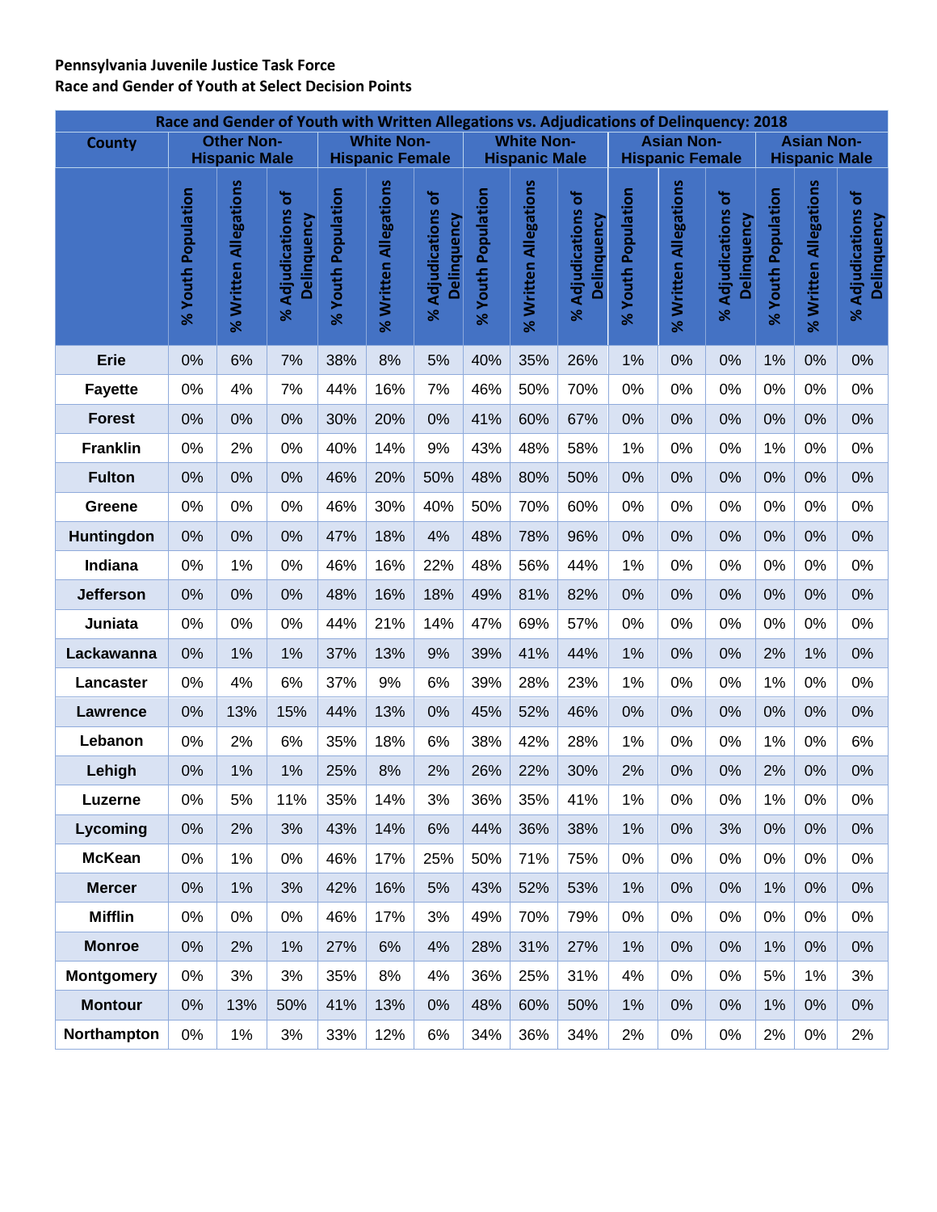**Pennsylvania Juvenile Justice Task Force**
**Race and Gender of Youth at Select Decision Points**

| Race and Gender of Youth with Written Allegations vs. Adjudications of Delinquency: 2018 | | | | | | | | | | | | | | | |
|---|---|---|---|---|---|---|---|---|---|---|---|---|---|---|---|
| County | Other Non-Hispanic Male | | | White Non-Hispanic Female | | | White Non-Hispanic Male | | | Asian Non-Hispanic Female | | | Asian Non-Hispanic Male | | |
| | % Youth Population | % Written Allegations | % Adjudications of Delinquency | % Youth Population | % Written Allegations | % Adjudications of Delinquency | % Youth Population | % Written Allegations | % Adjudications of Delinquency | % Youth Population | % Written Allegations | % Adjudications of Delinquency | % Youth Population | % Written Allegations | % Adjudications of Delinquency |
| Erie | 0% | 6% | 7% | 38% | 8% | 5% | 40% | 35% | 26% | 1% | 0% | 0% | 1% | 0% | 0% |
| Fayette | 0% | 4% | 7% | 44% | 16% | 7% | 46% | 50% | 70% | 0% | 0% | 0% | 0% | 0% | 0% |
| Forest | 0% | 0% | 0% | 30% | 20% | 0% | 41% | 60% | 67% | 0% | 0% | 0% | 0% | 0% | 0% |
| Franklin | 0% | 2% | 0% | 40% | 14% | 9% | 43% | 48% | 58% | 1% | 0% | 0% | 1% | 0% | 0% |
| Fulton | 0% | 0% | 0% | 46% | 20% | 50% | 48% | 80% | 50% | 0% | 0% | 0% | 0% | 0% | 0% |
| Greene | 0% | 0% | 0% | 46% | 30% | 40% | 50% | 70% | 60% | 0% | 0% | 0% | 0% | 0% | 0% |
| Huntingdon | 0% | 0% | 0% | 47% | 18% | 4% | 48% | 78% | 96% | 0% | 0% | 0% | 0% | 0% | 0% |
| Indiana | 0% | 1% | 0% | 46% | 16% | 22% | 48% | 56% | 44% | 1% | 0% | 0% | 0% | 0% | 0% |
| Jefferson | 0% | 0% | 0% | 48% | 16% | 18% | 49% | 81% | 82% | 0% | 0% | 0% | 0% | 0% | 0% |
| Juniata | 0% | 0% | 0% | 44% | 21% | 14% | 47% | 69% | 57% | 0% | 0% | 0% | 0% | 0% | 0% |
| Lackawanna | 0% | 1% | 1% | 37% | 13% | 9% | 39% | 41% | 44% | 1% | 0% | 0% | 2% | 1% | 0% |
| Lancaster | 0% | 4% | 6% | 37% | 9% | 6% | 39% | 28% | 23% | 1% | 0% | 0% | 1% | 0% | 0% |
| Lawrence | 0% | 13% | 15% | 44% | 13% | 0% | 45% | 52% | 46% | 0% | 0% | 0% | 0% | 0% | 0% |
| Lebanon | 0% | 2% | 6% | 35% | 18% | 6% | 38% | 42% | 28% | 1% | 0% | 0% | 1% | 0% | 6% |
| Lehigh | 0% | 1% | 1% | 25% | 8% | 2% | 26% | 22% | 30% | 2% | 0% | 0% | 2% | 0% | 0% |
| Luzerne | 0% | 5% | 11% | 35% | 14% | 3% | 36% | 35% | 41% | 1% | 0% | 0% | 1% | 0% | 0% |
| Lycoming | 0% | 2% | 3% | 43% | 14% | 6% | 44% | 36% | 38% | 1% | 0% | 3% | 0% | 0% | 0% |
| McKean | 0% | 1% | 0% | 46% | 17% | 25% | 50% | 71% | 75% | 0% | 0% | 0% | 0% | 0% | 0% |
| Mercer | 0% | 1% | 3% | 42% | 16% | 5% | 43% | 52% | 53% | 1% | 0% | 0% | 1% | 0% | 0% |
| Mifflin | 0% | 0% | 0% | 46% | 17% | 3% | 49% | 70% | 79% | 0% | 0% | 0% | 0% | 0% | 0% |
| Monroe | 0% | 2% | 1% | 27% | 6% | 4% | 28% | 31% | 27% | 1% | 0% | 0% | 1% | 0% | 0% |
| Montgomery | 0% | 3% | 3% | 35% | 8% | 4% | 36% | 25% | 31% | 4% | 0% | 0% | 5% | 1% | 3% |
| Montour | 0% | 13% | 50% | 41% | 13% | 0% | 48% | 60% | 50% | 1% | 0% | 0% | 1% | 0% | 0% |
| Northampton | 0% | 1% | 3% | 33% | 12% | 6% | 34% | 36% | 34% | 2% | 0% | 0% | 2% | 0% | 2% |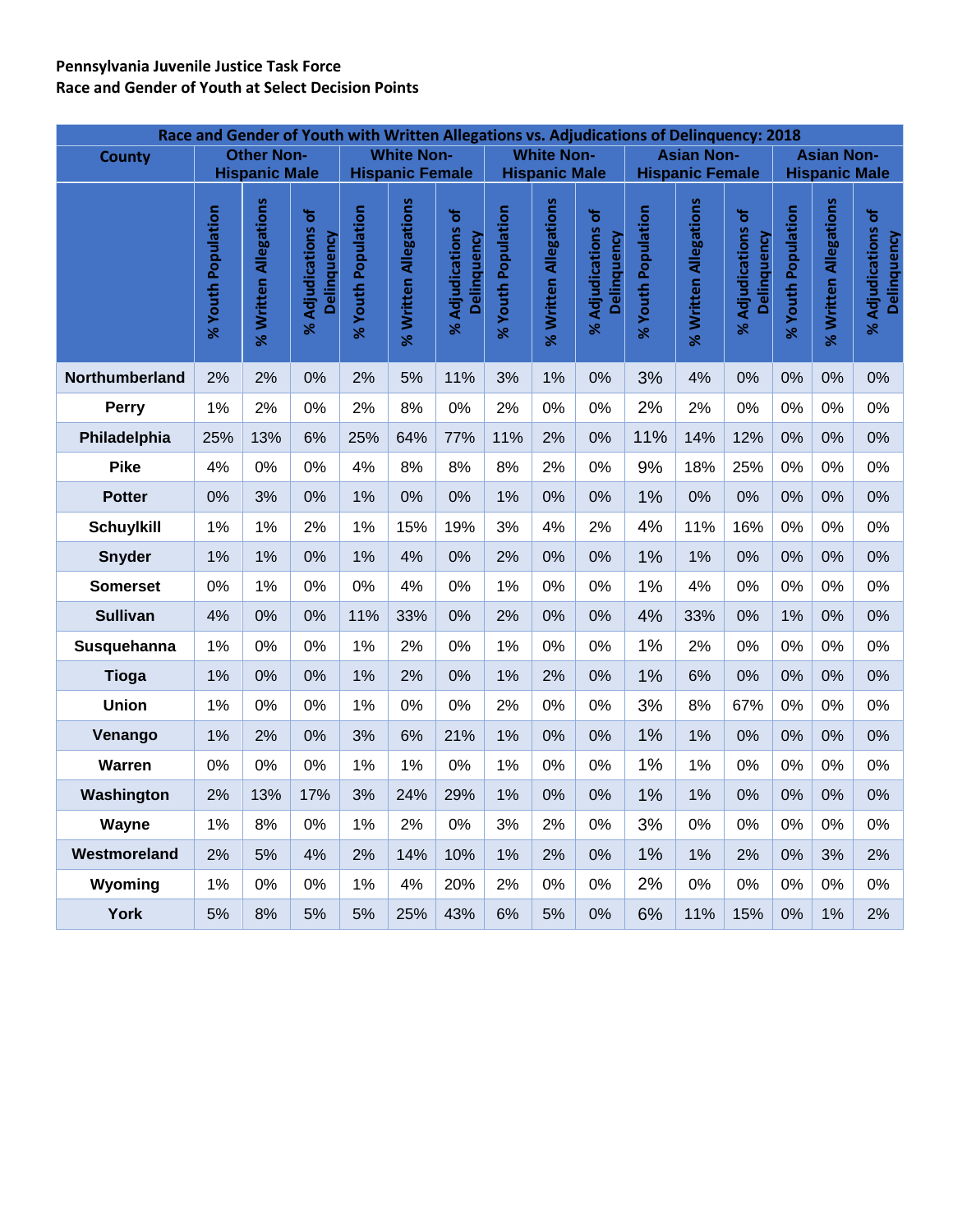**Pennsylvania Juvenile Justice Task Force**
**Race and Gender of Youth at Select Decision Points**

| Race and Gender of Youth with Written Allegations vs. Adjudications of Delinquency: 2018 | | | | | | | | | | | | | | | |
|---|---|---|---|---|---|---|---|---|---|---|---|---|---|---|---|
| County | Other Non-Hispanic Male | | | White Non-Hispanic Female | | | White Non-Hispanic Male | | | Asian Non-Hispanic Female | | | Asian Non-Hispanic Male | | |
| | % Youth Population | % Written Allegations | % Adjudications of Delinquency | % Youth Population | % Written Allegations | % Adjudications of Delinquency | % Youth Population | % Written Allegations | % Adjudications of Delinquency | % Youth Population | % Written Allegations | % Adjudications of Delinquency | % Youth Population | % Written Allegations | % Adjudications of Delinquency |
| Northumberland | 2% | 2% | 0% | 2% | 5% | 11% | 3% | 1% | 0% | 3% | 4% | 0% | 0% | 0% | 0% |
| Perry | 1% | 2% | 0% | 2% | 8% | 0% | 2% | 0% | 0% | 2% | 2% | 0% | 0% | 0% | 0% |
| Philadelphia | 25% | 13% | 6% | 25% | 64% | 77% | 11% | 2% | 0% | 11% | 14% | 12% | 0% | 0% | 0% |
| Pike | 4% | 0% | 0% | 4% | 8% | 8% | 8% | 2% | 0% | 9% | 18% | 25% | 0% | 0% | 0% |
| Potter | 0% | 3% | 0% | 1% | 0% | 0% | 1% | 0% | 0% | 1% | 0% | 0% | 0% | 0% | 0% |
| Schuylkill | 1% | 1% | 2% | 1% | 15% | 19% | 3% | 4% | 2% | 4% | 11% | 16% | 0% | 0% | 0% |
| Snyder | 1% | 1% | 0% | 1% | 4% | 0% | 2% | 0% | 0% | 1% | 1% | 0% | 0% | 0% | 0% |
| Somerset | 0% | 1% | 0% | 0% | 4% | 0% | 1% | 0% | 0% | 1% | 4% | 0% | 0% | 0% | 0% |
| Sullivan | 4% | 0% | 0% | 11% | 33% | 0% | 2% | 0% | 0% | 4% | 33% | 0% | 1% | 0% | 0% |
| Susquehanna | 1% | 0% | 0% | 1% | 2% | 0% | 1% | 0% | 0% | 1% | 2% | 0% | 0% | 0% | 0% |
| Tioga | 1% | 0% | 0% | 1% | 2% | 0% | 1% | 2% | 0% | 1% | 6% | 0% | 0% | 0% | 0% |
| Union | 1% | 0% | 0% | 1% | 0% | 0% | 2% | 0% | 0% | 3% | 8% | 67% | 0% | 0% | 0% |
| Venango | 1% | 2% | 0% | 3% | 6% | 21% | 1% | 0% | 0% | 1% | 1% | 0% | 0% | 0% | 0% |
| Warren | 0% | 0% | 0% | 1% | 1% | 0% | 1% | 0% | 0% | 1% | 1% | 0% | 0% | 0% | 0% |
| Washington | 2% | 13% | 17% | 3% | 24% | 29% | 1% | 0% | 0% | 1% | 1% | 0% | 0% | 0% | 0% |
| Wayne | 1% | 8% | 0% | 1% | 2% | 0% | 3% | 2% | 0% | 3% | 0% | 0% | 0% | 0% | 0% |
| Westmoreland | 2% | 5% | 4% | 2% | 14% | 10% | 1% | 2% | 0% | 1% | 1% | 2% | 0% | 3% | 2% |
| Wyoming | 1% | 0% | 0% | 1% | 4% | 20% | 2% | 0% | 0% | 2% | 0% | 0% | 0% | 0% | 0% |
| York | 5% | 8% | 5% | 5% | 25% | 43% | 6% | 5% | 0% | 6% | 11% | 15% | 0% | 1% | 2% |